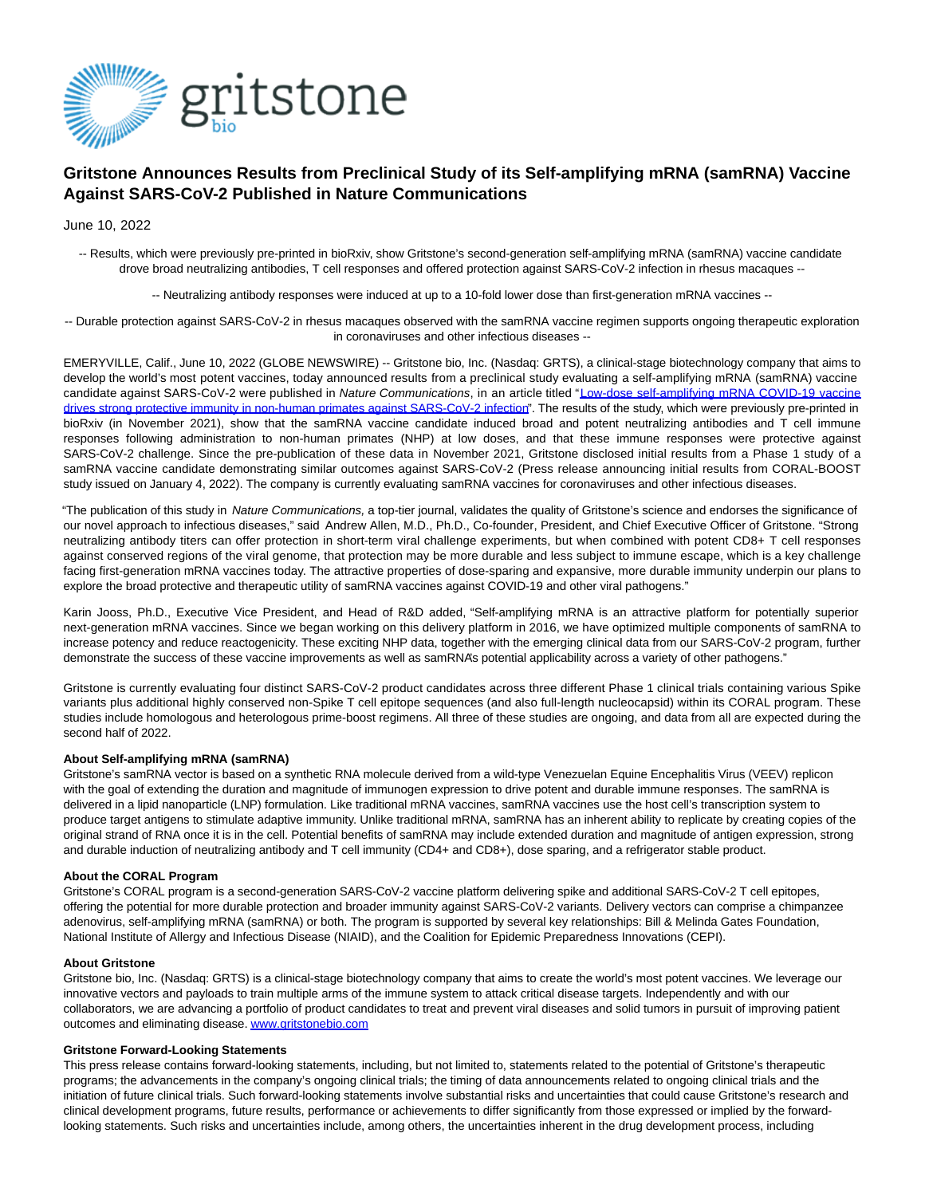# Gritstone Announces Results from Preclinical Study of its Self-amplifying mRNA (samRNA) Vaccine Against SARS-CoV-2 Published in Nature Communications

June 10, 2022

-- Results, which were previously pre-printed in bioRxiv, show Gritstone's second-generation self-amplifying mRNA (samRNA) vaccine candidate drove broad neutralizing antibodies, T cell responses and offered protection against SARS-CoV-2 infection in rhesus macaques --

-- Neutralizing antibody responses were induced at up to a 10-fold lower dose than first-generation mRNA vaccines --

-- Durable protection against SARS-CoV-2 in rhesus macaques observed with the samRNA vaccine regimen supports ongoing therapeutic exploration in coronaviruses and other infectious diseases --

EMERYVILLE, Calif., June 10, 2022 (GLOBE NEWSWIRE) -- Gritstone bio, Inc. (Nasdaq: GRTS), a clinical-stage biotechnology company that aims to develop the world's most potent vaccines, today announced results from a preclinical study evaluating a self-amplifying mRNA (samRNA) vaccine candidate against SARS-CoV-2 were published in *Nature Communications*, in an article titled "Low-dose self-amplifying mRNA COVID-19 vaccine drives strong protective immunity in non-human primates against SARS-CoV-2 infection". The results of the study, which were previously pre-printed in bioRxiv (in November 2021), show that the samRNA vaccine candidate induced broad and potent neutralizing antibodies and T cell immune responses following administration to non-human primates (NHP) at low doses, and that these immune responses were protective against SARS-CoV-2 challenge. Since the pre-publication of these data in November 2021, Gritstone disclosed initial results from a Phase 1 study of a samRNA vaccine candidate demonstrating similar outcomes against SARS-CoV-2 (Press release announcing initial results from CORAL-BOOST study issued on January 4, 2022). The company is currently evaluating samRNA vaccines for coronaviruses and other infectious diseases.

"The publication of this study in *Nature Communications,* a top-tier journal, validates the quality of Gritstone's science and endorses the significance of our novel approach to infectious diseases," said Andrew Allen, M.D., Ph.D., Co-founder, President, and Chief Executive Officer of Gritstone. "Strong neutralizing antibody titers can offer protection in short-term viral challenge experiments, but when combined with potent CD8+ T cell responses against conserved regions of the viral genome, that protection may be more durable and less subject to immune escape, which is a key challenge facing first-generation mRNA vaccines today. The attractive properties of dose-sparing and expansive, more durable immunity underpin our plans to explore the broad protective and therapeutic utility of samRNA vaccines against COVID-19 and other viral pathogens."

Karin Jooss, Ph.D., Executive Vice President, and Head of R&D added, "Self-amplifying mRNA is an attractive platform for potentially superior next-generation mRNA vaccines. Since we began working on this delivery platform in 2016, we have optimized multiple components of samRNA to increase potency and reduce reactogenicity. These exciting NHP data, together with the emerging clinical data from our SARS-CoV-2 program, further demonstrate the success of these vaccine improvements as well as samRNA's potential applicability across a variety of other pathogens."

Gritstone is currently evaluating four distinct SARS-CoV-2 product candidates across three different Phase 1 clinical trials containing various Spike variants plus additional highly conserved non-Spike T cell epitope sequences (and also full-length nucleocapsid) within its CORAL program. These studies include homologous and heterologous prime-boost regimens. All three of these studies are ongoing, and data from all are expected during the second half of 2022.

**About Self-amplifying mRNA (samRNA)**

Gritstone's samRNA vector is based on a synthetic RNA molecule derived from a wild-type Venezuelan Equine Encephalitis Virus (VEEV) replicon with the goal of extending the duration and magnitude of immunogen expression to drive potent and durable immune responses. The samRNA is delivered in a lipid nanoparticle (LNP) formulation. Like traditional mRNA vaccines, samRNA vaccines use the host cell's transcription system to produce target antigens to stimulate adaptive immunity. Unlike traditional mRNA, samRNA has an inherent ability to replicate by creating copies of the original strand of RNA once it is in the cell. Potential benefits of samRNA may include extended duration and magnitude of antigen expression, strong and durable induction of neutralizing antibody and T cell immunity (CD4+ and CD8+), dose sparing, and a refrigerator stable product.

**About the CORAL Program**

Gritstone's CORAL program is a second-generation SARS-CoV-2 vaccine platform delivering spike and additional SARS-CoV-2 T cell epitopes, offering the potential for more durable protection and broader immunity against SARS-CoV-2 variants. Delivery vectors can comprise a chimpanzee adenovirus, self-amplifying mRNA (samRNA) or both. The program is supported by several key relationships: Bill & Melinda Gates Foundation, National Institute of Allergy and Infectious Disease (NIAID), and the Coalition for Epidemic Preparedness Innovations (CEPI).

**About Gritstone**

Gritstone bio, Inc. (Nasdaq: GRTS) is a clinical-stage biotechnology company that aims to create the world's most potent vaccines. We leverage our innovative vectors and payloads to train multiple arms of the immune system to attack critical disease targets. Independently and with our collaborators, we are advancing a portfolio of product candidates to treat and prevent viral diseases and solid tumors in pursuit of improving patient outcomes and eliminating disease. www.gritstonebio.com

**Gritstone Forward-Looking Statements**

This press release contains forward-looking statements, including, but not limited to, statements related to the potential of Gritstone's therapeutic programs; the advancements in the company's ongoing clinical trials; the timing of data announcements related to ongoing clinical trials and the initiation of future clinical trials. Such forward-looking statements involve substantial risks and uncertainties that could cause Gritstone's research and clinical development programs, future results, performance or achievements to differ significantly from those expressed or implied by the forward-looking statements. Such risks and uncertainties include, among others, the uncertainties inherent in the drug development process, including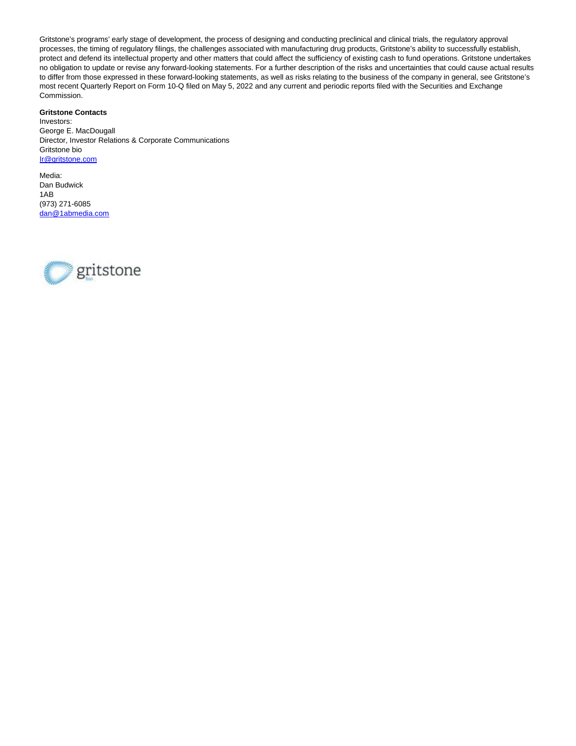Gritstone's programs' early stage of development, the process of designing and conducting preclinical and clinical trials, the regulatory approval processes, the timing of regulatory filings, the challenges associated with manufacturing drug products, Gritstone's ability to successfully establish, protect and defend its intellectual property and other matters that could affect the sufficiency of existing cash to fund operations. Gritstone undertakes no obligation to update or revise any forward-looking statements. For a further description of the risks and uncertainties that could cause actual results to differ from those expressed in these forward-looking statements, as well as risks relating to the business of the company in general, see Gritstone's most recent Quarterly Report on Form 10-Q filed on May 5, 2022 and any current and periodic reports filed with the Securities and Exchange Commission.

**Gritstone Contacts**
Investors:
George E. MacDougall
Director, Investor Relations & Corporate Communications
Gritstone bio
Ir@gritstone.com

Media:
Dan Budwick
1AB
(973) 271-6085
dan@1abmedia.com

gritstone bio